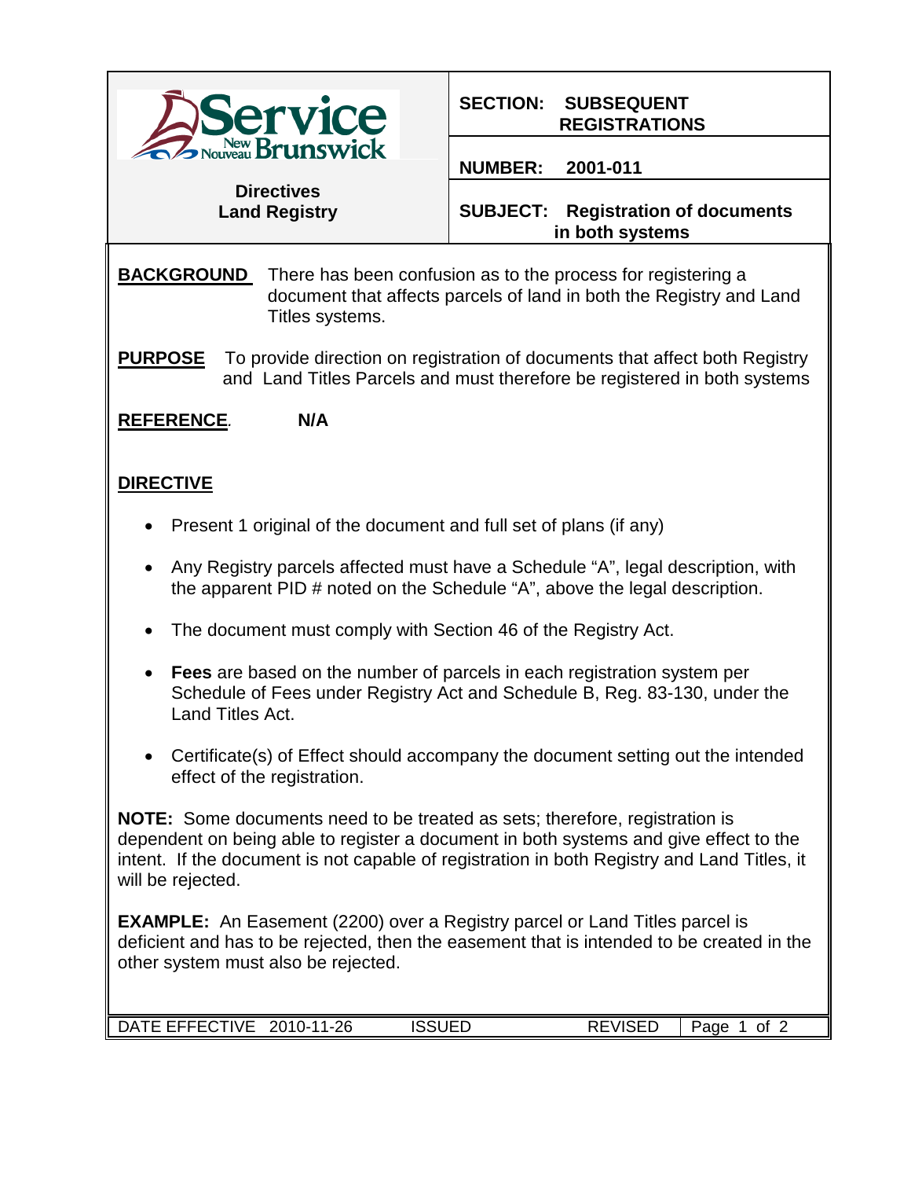**Service New Brunswick / Nouveau Brunswick**

**Directives**
**Land Registry**

| | |
|---|---|
| **SECTION:** | **SUBSEQUENT REGISTRATIONS** |
| **NUMBER:** | **2001-011** |
| **SUBJECT:** | **Registration of documents in both systems** |

**BACKGROUND** There has been confusion as to the process for registering a document that affects parcels of land in both the Registry and Land Titles systems.

**PURPOSE** To provide direction on registration of documents that affect both Registry and Land Titles Parcels and must therefore be registered in both systems

**REFERENCE**. **N/A**

## DIRECTIVE

- Present 1 original of the document and full set of plans (if any)
- Any Registry parcels affected must have a Schedule "A", legal description, with the apparent PID # noted on the Schedule "A", above the legal description.
- The document must comply with Section 46 of the Registry Act.
- **Fees** are based on the number of parcels in each registration system per Schedule of Fees under Registry Act and Schedule B, Reg. 83-130, under the Land Titles Act.
- Certificate(s) of Effect should accompany the document setting out the intended effect of the registration.

**NOTE:** Some documents need to be treated as sets; therefore, registration is dependent on being able to register a document in both systems and give effect to the intent. If the document is not capable of registration in both Registry and Land Titles, it will be rejected.

**EXAMPLE:** An Easement (2200) over a Registry parcel or Land Titles parcel is deficient and has to be rejected, then the easement that is intended to be created in the other system must also be rejected.

DATE EFFECTIVE 2010-11-26 ISSUED REVISED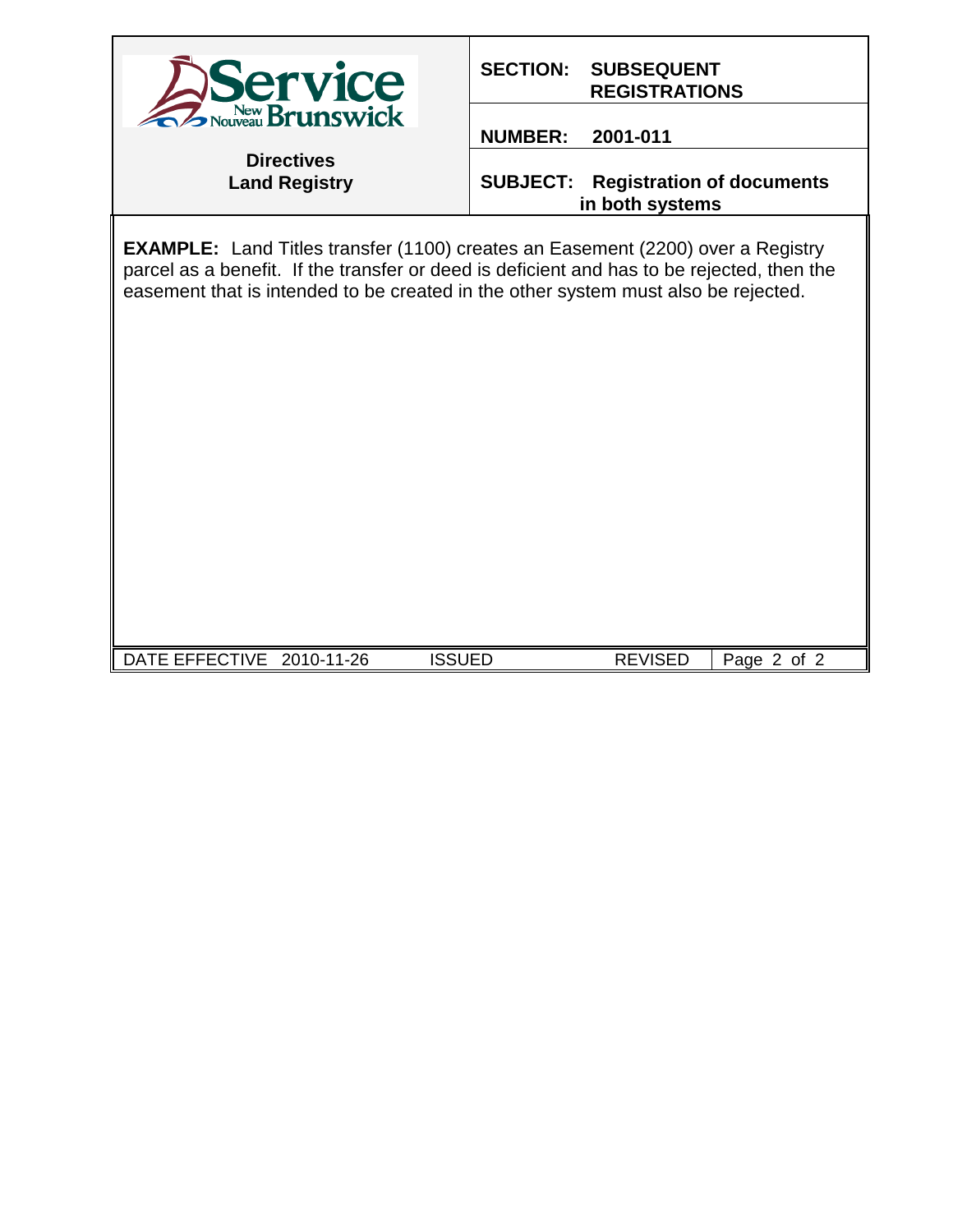**EXAMPLE:** Land Titles transfer (1100) creates an Easement (2200) over a Registry parcel as a benefit. If the transfer or deed is deficient and has to be rejected, then the easement that is intended to be created in the other system must also be rejected.